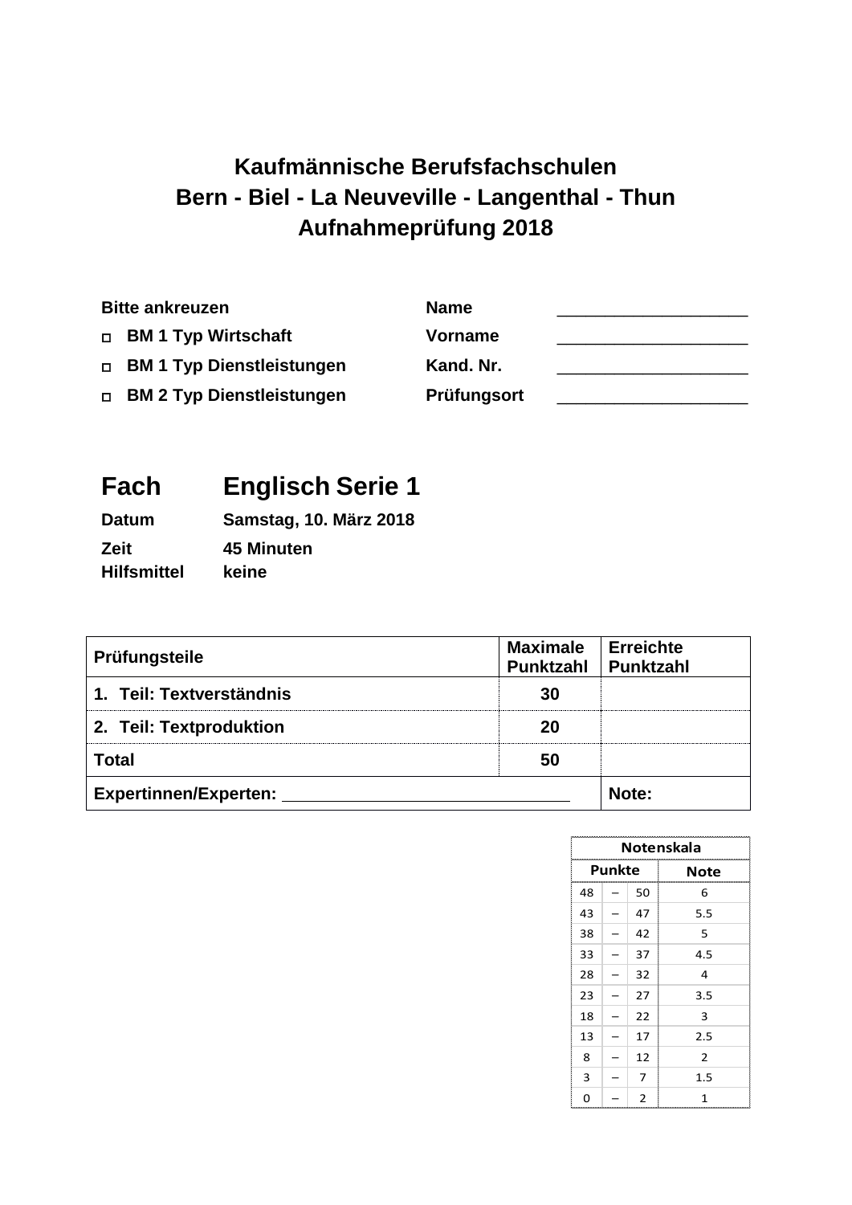# Kaufmännische Berufsfachschulen
# Bern - Biel - La Neuveville - Langenthal - Thun
# Aufnahmeprüfung 2018

**Bitte ankreuzen**

- ☐ **BM 1 Typ Wirtschaft**
- ☐ **BM 1 Typ Dienstleistungen**
- ☐ **BM 2 Typ Dienstleistungen**

**Name** ____________________

**Vorname** ____________________

**Kand. Nr.** ____________________

**Prüfungsort** ____________________

## Fach Englisch Serie 1

**Datum** Samstag, 10. März 2018

**Zeit** 45 Minuten

**Hilfsmittel** keine

| Prüfungsteile | Maximale Punktzahl | Erreichte Punktzahl |
|---|---|---|
| 1. Teil: Textverständnis | 30 | |
| 2. Teil: Textproduktion | 20 | |
| Total | 50 | |
| Expertinnen/Experten: ____________________ | | Note: |

| Notenskala | | | |
|---|---|---|---|
| Punkte | | | Note |
| 48 | – | 50 | 6 |
| 43 | – | 47 | 5.5 |
| 38 | – | 42 | 5 |
| 33 | – | 37 | 4.5 |
| 28 | – | 32 | 4 |
| 23 | – | 27 | 3.5 |
| 18 | – | 22 | 3 |
| 13 | – | 17 | 2.5 |
| 8 | – | 12 | 2 |
| 3 | – | 7 | 1.5 |
| 0 | – | 2 | 1 |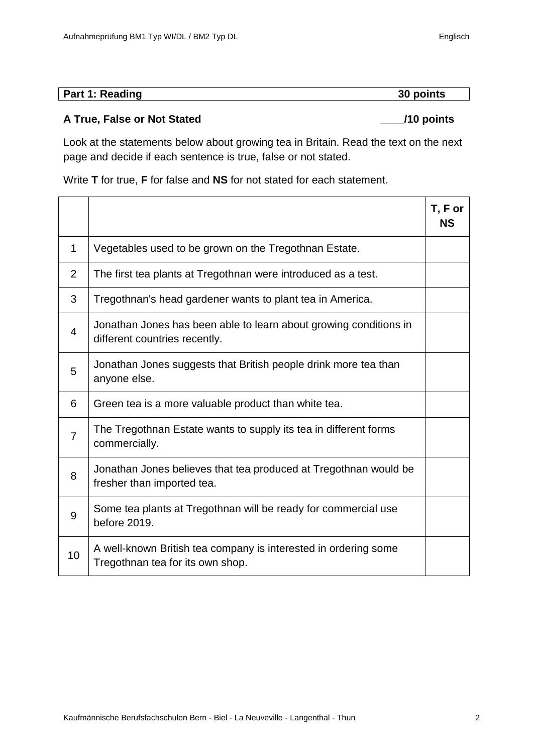| Part 1: Reading | 30 points |
|---|---|

### A True, False or Not Stated ____/10 points

Look at the statements below about growing tea in Britain. Read the text on the next page and decide if each sentence is true, false or not stated.

Write **T** for true, **F** for false and **NS** for not stated for each statement.

| | | **T, F or NS** |
|---|---|---|
| 1 | Vegetables used to be grown on the Tregothnan Estate. | |
| 2 | The first tea plants at Tregothnan were introduced as a test. | |
| 3 | Tregothnan's head gardener wants to plant tea in America. | |
| 4 | Jonathan Jones has been able to learn about growing conditions in different countries recently. | |
| 5 | Jonathan Jones suggests that British people drink more tea than anyone else. | |
| 6 | Green tea is a more valuable product than white tea. | |
| 7 | The Tregothnan Estate wants to supply its tea in different forms commercially. | |
| 8 | Jonathan Jones believes that tea produced at Tregothnan would be fresher than imported tea. | |
| 9 | Some tea plants at Tregothnan will be ready for commercial use before 2019. | |
| 10 | A well-known British tea company is interested in ordering some Tregothnan tea for its own shop. | |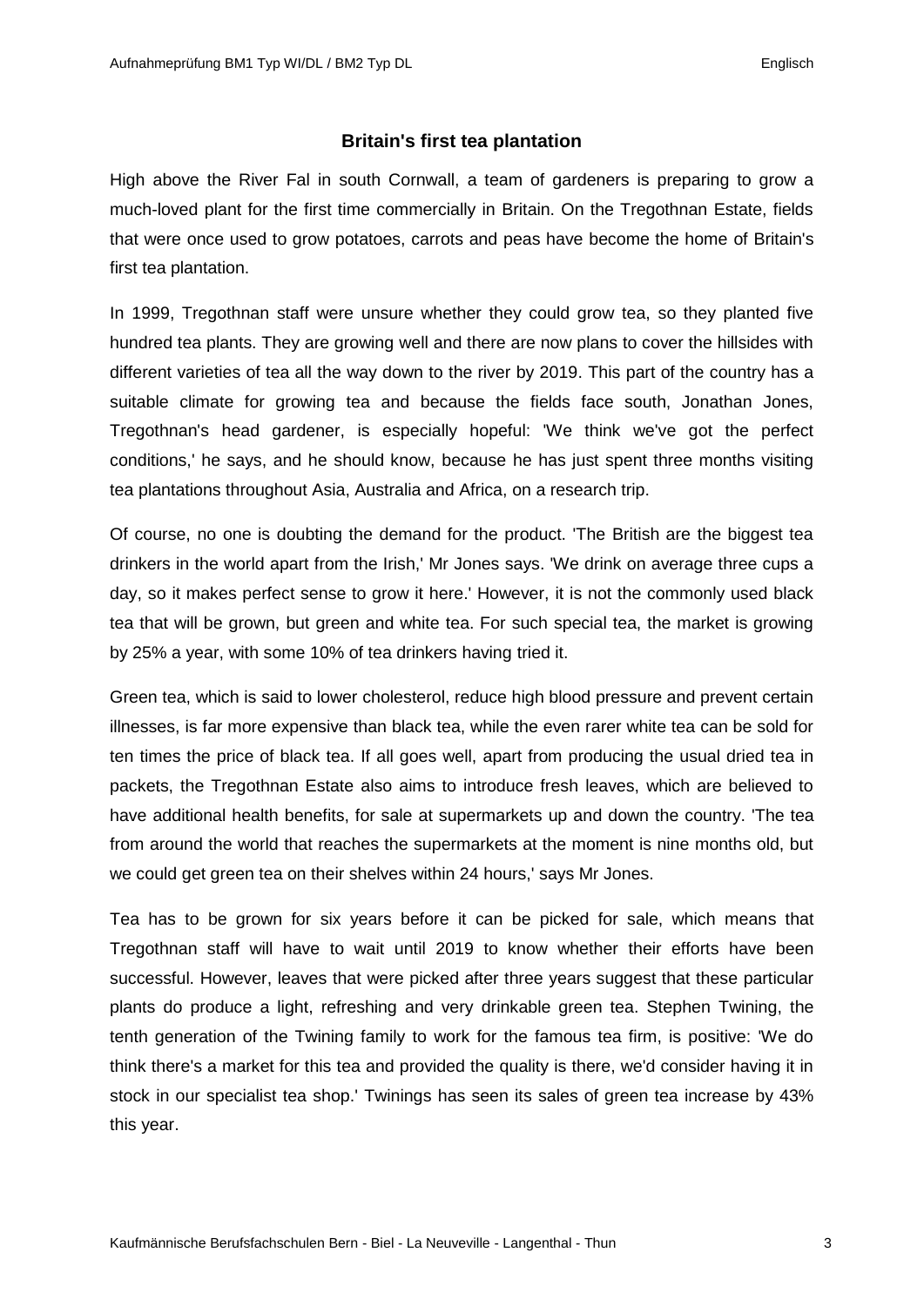## Britain's first tea plantation

High above the River Fal in south Cornwall, a team of gardeners is preparing to grow a much-loved plant for the first time commercially in Britain. On the Tregothnan Estate, fields that were once used to grow potatoes, carrots and peas have become the home of Britain's first tea plantation.

In 1999, Tregothnan staff were unsure whether they could grow tea, so they planted five hundred tea plants. They are growing well and there are now plans to cover the hillsides with different varieties of tea all the way down to the river by 2019. This part of the country has a suitable climate for growing tea and because the fields face south, Jonathan Jones, Tregothnan's head gardener, is especially hopeful: 'We think we've got the perfect conditions,' he says, and he should know, because he has just spent three months visiting tea plantations throughout Asia, Australia and Africa, on a research trip.

Of course, no one is doubting the demand for the product. 'The British are the biggest tea drinkers in the world apart from the Irish,' Mr Jones says. 'We drink on average three cups a day, so it makes perfect sense to grow it here.' However, it is not the commonly used black tea that will be grown, but green and white tea. For such special tea, the market is growing by 25% a year, with some 10% of tea drinkers having tried it.

Green tea, which is said to lower cholesterol, reduce high blood pressure and prevent certain illnesses, is far more expensive than black tea, while the even rarer white tea can be sold for ten times the price of black tea. If all goes well, apart from producing the usual dried tea in packets, the Tregothnan Estate also aims to introduce fresh leaves, which are believed to have additional health benefits, for sale at supermarkets up and down the country. 'The tea from around the world that reaches the supermarkets at the moment is nine months old, but we could get green tea on their shelves within 24 hours,' says Mr Jones.

Tea has to be grown for six years before it can be picked for sale, which means that Tregothnan staff will have to wait until 2019 to know whether their efforts have been successful. However, leaves that were picked after three years suggest that these particular plants do produce a light, refreshing and very drinkable green tea. Stephen Twining, the tenth generation of the Twining family to work for the famous tea firm, is positive: 'We do think there's a market for this tea and provided the quality is there, we'd consider having it in stock in our specialist tea shop.' Twinings has seen its sales of green tea increase by 43% this year.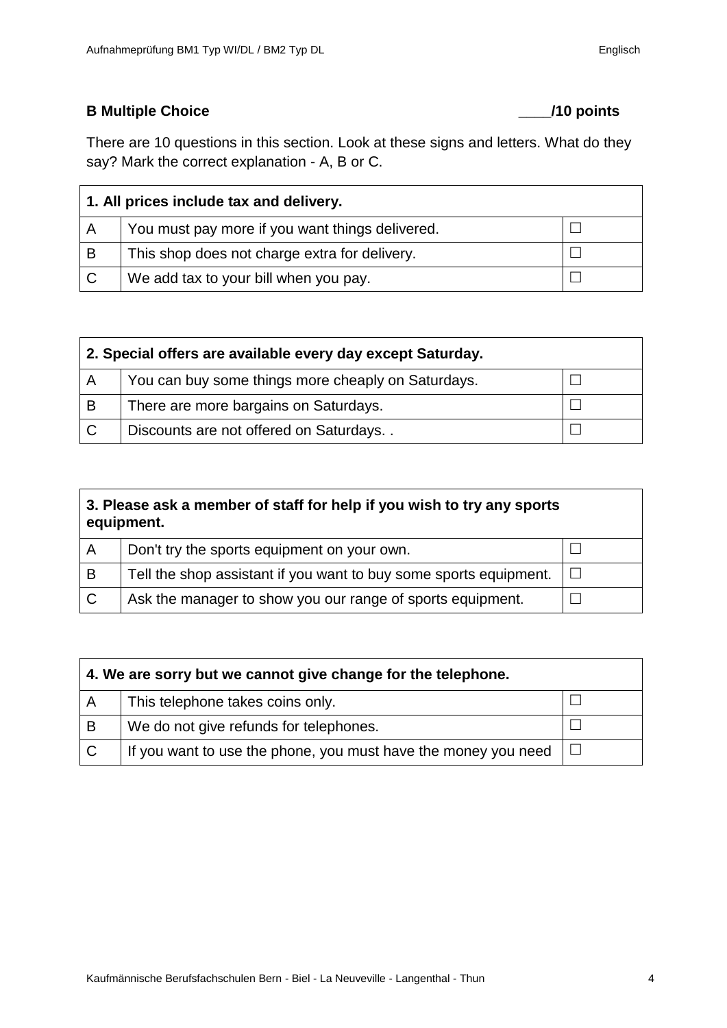**B Multiple Choice** **____/10 points**

There are 10 questions in this section. Look at these signs and letters. What do they say? Mark the correct explanation - A, B or C.

| **1. All prices include tax and delivery.** | | |
|---|---|---|
| A | You must pay more if you want things delivered. | ☐ |
| B | This shop does not charge extra for delivery. | ☐ |
| C | We add tax to your bill when you pay. | ☐ |

| **2. Special offers are available every day except Saturday.** | | |
|---|---|---|
| A | You can buy some things more cheaply on Saturdays. | ☐ |
| B | There are more bargains on Saturdays. | ☐ |
| C | Discounts are not offered on Saturdays. . | ☐ |

| **3. Please ask a member of staff for help if you wish to try any sports equipment.** | | |
|---|---|---|
| A | Don't try the sports equipment on your own. | ☐ |
| B | Tell the shop assistant if you want to buy some sports equipment. | ☐ |
| C | Ask the manager to show you our range of sports equipment. | ☐ |

| **4. We are sorry but we cannot give change for the telephone.** | | |
|---|---|---|
| A | This telephone takes coins only. | ☐ |
| B | We do not give refunds for telephones. | ☐ |
| C | If you want to use the phone, you must have the money you need | ☐ |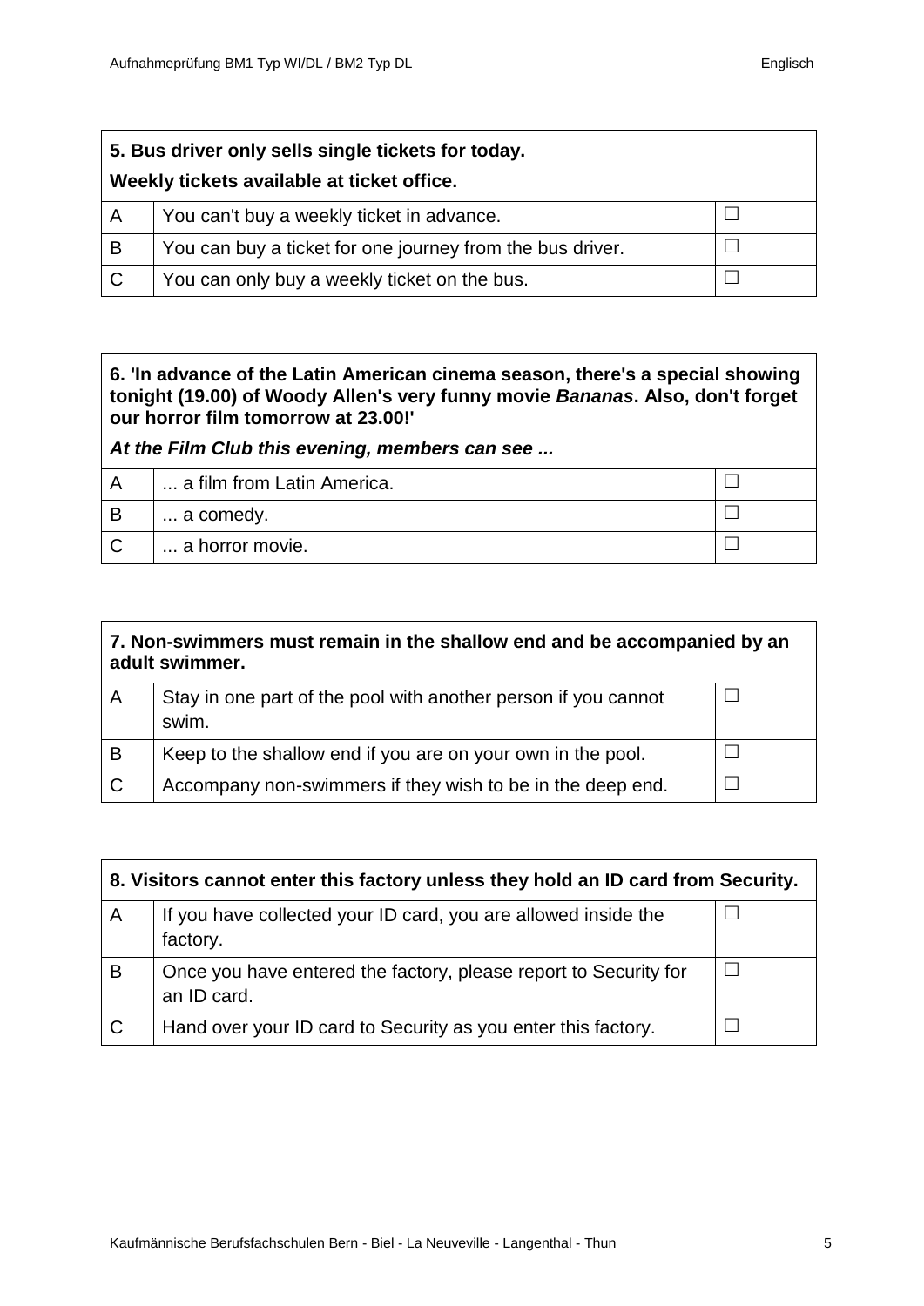| **5. Bus driver only sells single tickets for today.**<br>**Weekly tickets available at ticket office.** | | |
|---|---|---|
| A | You can't buy a weekly ticket in advance. | ☐ |
| B | You can buy a ticket for one journey from the bus driver. | ☐ |
| C | You can only buy a weekly ticket on the bus. | ☐ |

| **6. 'In advance of the Latin American cinema season, there's a special showing tonight (19.00) of Woody Allen's very funny movie *Bananas*. Also, don't forget our horror film tomorrow at 23.00!'**<br>***At the Film Club this evening, members can see ...*** | | |
|---|---|---|
| A | ... a film from Latin America. | ☐ |
| B | ... a comedy. | ☐ |
| C | ... a horror movie. | ☐ |

| **7. Non-swimmers must remain in the shallow end and be accompanied by an adult swimmer.** | | |
|---|---|---|
| A | Stay in one part of the pool with another person if you cannot swim. | ☐ |
| B | Keep to the shallow end if you are on your own in the pool. | ☐ |
| C | Accompany non-swimmers if they wish to be in the deep end. | ☐ |

| **8. Visitors cannot enter this factory unless they hold an ID card from Security.** | | |
|---|---|---|
| A | If you have collected your ID card, you are allowed inside the factory. | ☐ |
| B | Once you have entered the factory, please report to Security for an ID card. | ☐ |
| C | Hand over your ID card to Security as you enter this factory. | ☐ |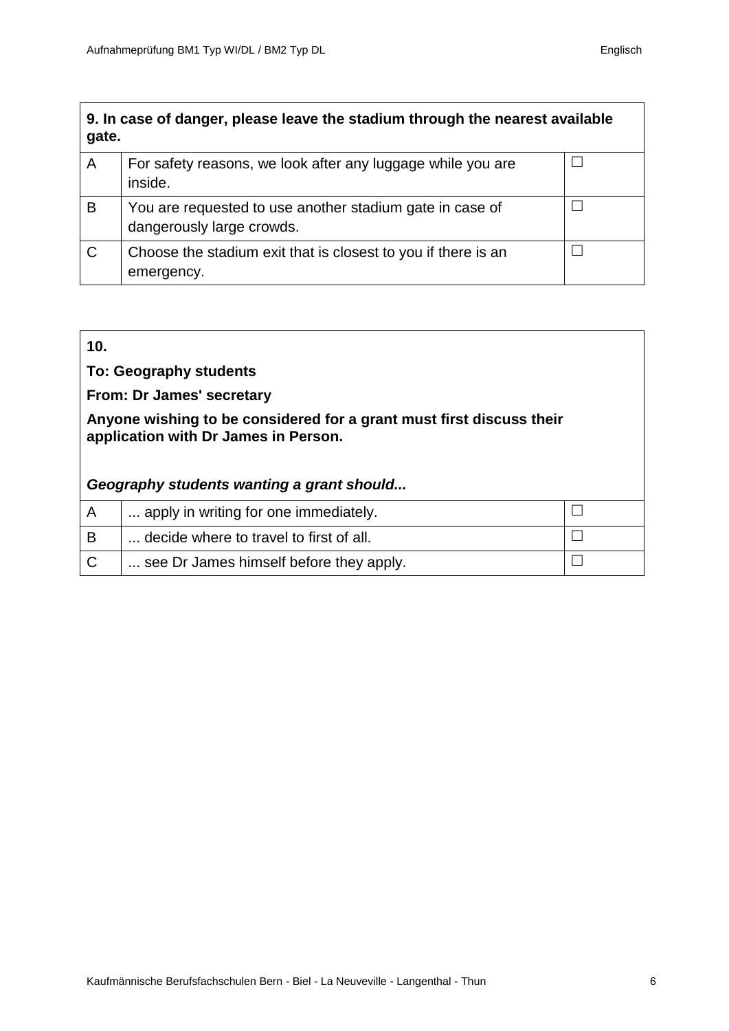| 9. In case of danger, please leave the stadium through the nearest available gate. | | |
|---|---|---|
| A | For safety reasons, we look after any luggage while you are inside. | ☐ |
| B | You are requested to use another stadium gate in case of dangerously large crowds. | ☐ |
| C | Choose the stadium exit that is closest to you if there is an emergency. | ☐ |

**10.**

**To: Geography students**

**From: Dr James' secretary**

**Anyone wishing to be considered for a grant must first discuss their application with Dr James in Person.**

***Geography students wanting a grant should...***

| | | |
|---|---|---|
| A | ... apply in writing for one immediately. | ☐ |
| B | ... decide where to travel to first of all. | ☐ |
| C | ... see Dr James himself before they apply. | ☐ |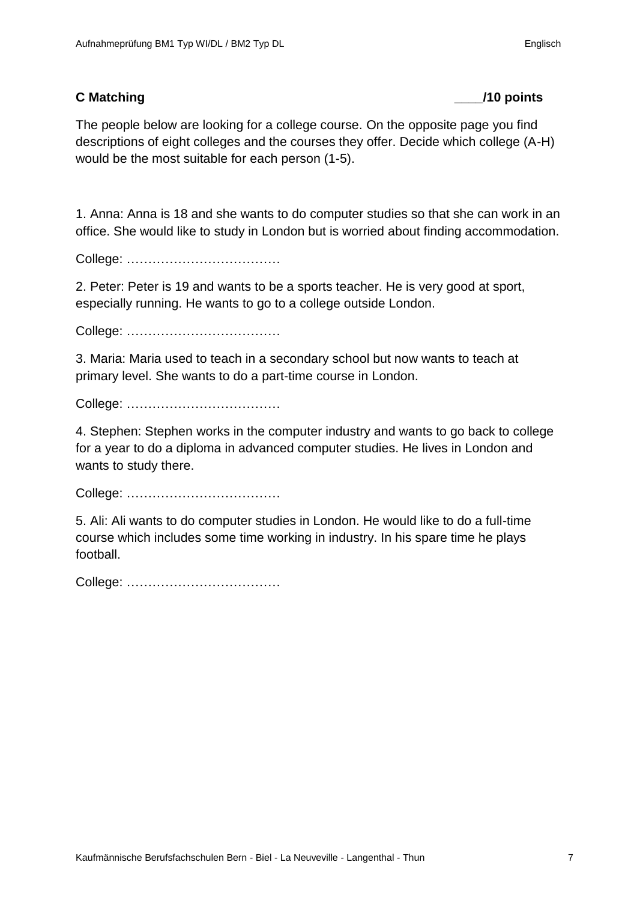## C Matching ____/10 points

The people below are looking for a college course. On the opposite page you find descriptions of eight colleges and the courses they offer. Decide which college (A-H) would be the most suitable for each person (1-5).

1. Anna: Anna is 18 and she wants to do computer studies so that she can work in an office. She would like to study in London but is worried about finding accommodation.

College: ………………………………

2. Peter: Peter is 19 and wants to be a sports teacher. He is very good at sport, especially running. He wants to go to a college outside London.

College: ………………………………

3. Maria: Maria used to teach in a secondary school but now wants to teach at primary level. She wants to do a part-time course in London.

College: ………………………………

4. Stephen: Stephen works in the computer industry and wants to go back to college for a year to do a diploma in advanced computer studies. He lives in London and wants to study there.

College: ………………………………

5. Ali: Ali wants to do computer studies in London. He would like to do a full-time course which includes some time working in industry. In his spare time he plays football.

College: ………………………………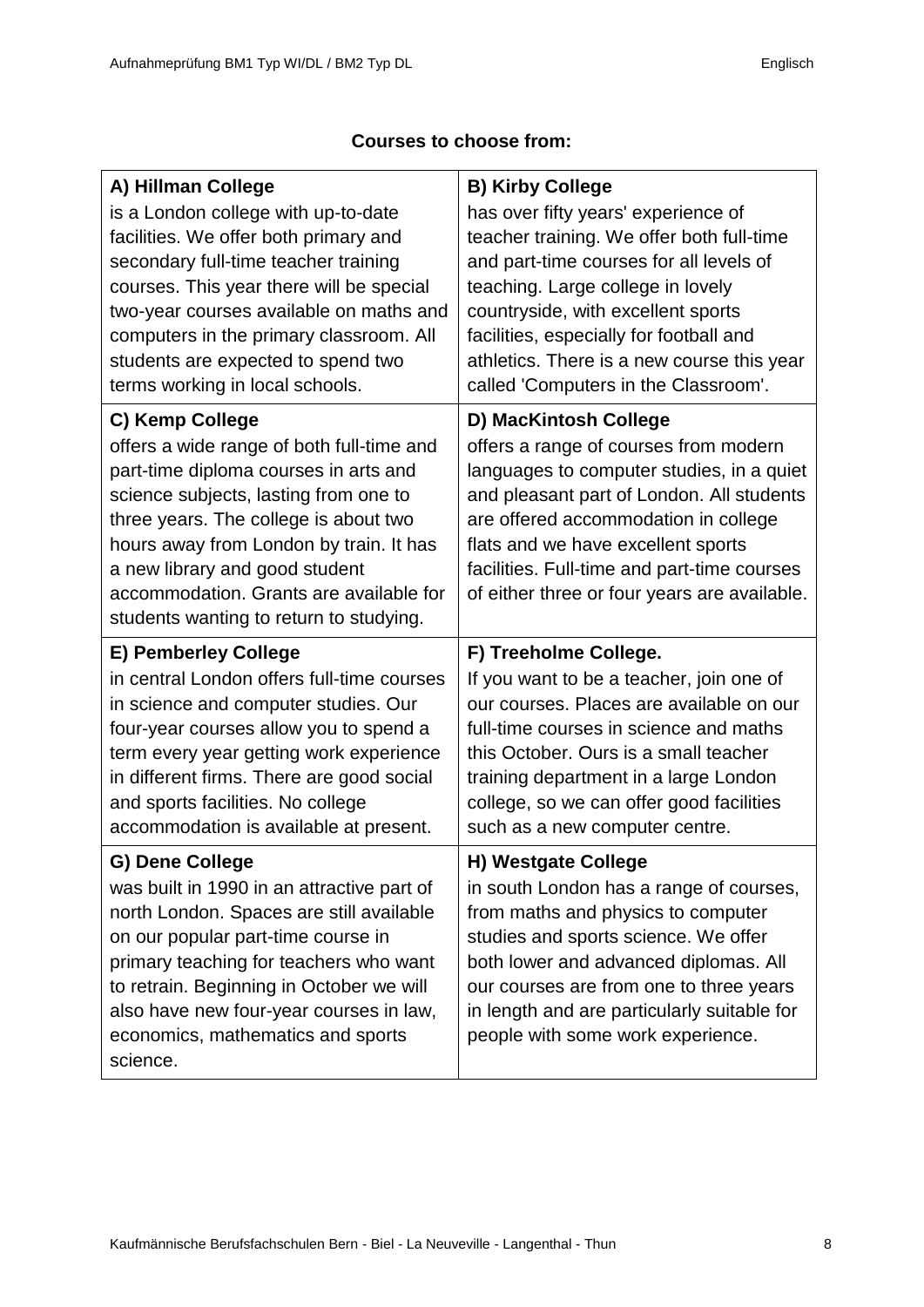**Courses to choose from:**

| | |
|---|---|
| **A) Hillman College** is a London college with up-to-date facilities. We offer both primary and secondary full-time teacher training courses. This year there will be special two-year courses available on maths and computers in the primary classroom. All students are expected to spend two terms working in local schools. | **B) Kirby College** has over fifty years' experience of teacher training. We offer both full-time and part-time courses for all levels of teaching. Large college in lovely countryside, with excellent sports facilities, especially for football and athletics. There is a new course this year called 'Computers in the Classroom'. |
| **C) Kemp College** offers a wide range of both full-time and part-time diploma courses in arts and science subjects, lasting from one to three years. The college is about two hours away from London by train. It has a new library and good student accommodation. Grants are available for students wanting to return to studying. | **D) MacKintosh College** offers a range of courses from modern languages to computer studies, in a quiet and pleasant part of London. All students are offered accommodation in college flats and we have excellent sports facilities. Full-time and part-time courses of either three or four years are available. |
| **E) Pemberley College** in central London offers full-time courses in science and computer studies. Our four-year courses allow you to spend a term every year getting work experience in different firms. There are good social and sports facilities. No college accommodation is available at present. | **F) Treeholme College.** If you want to be a teacher, join one of our courses. Places are available on our full-time courses in science and maths this October. Ours is a small teacher training department in a large London college, so we can offer good facilities such as a new computer centre. |
| **G) Dene College** was built in 1990 in an attractive part of north London. Spaces are still available on our popular part-time course in primary teaching for teachers who want to retrain. Beginning in October we will also have new four-year courses in law, economics, mathematics and sports science. | **H) Westgate College** in south London has a range of courses, from maths and physics to computer studies and sports science. We offer both lower and advanced diplomas. All our courses are from one to three years in length and are particularly suitable for people with some work experience. |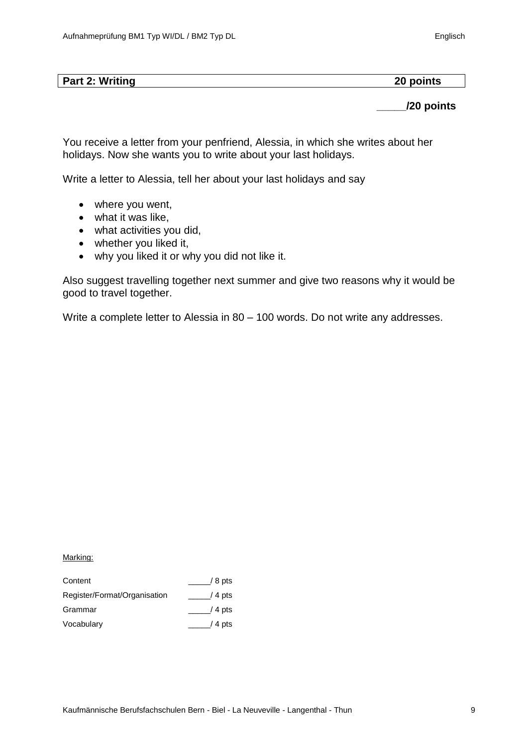## Part 2: Writing 20 points

**_____/20 points**

You receive a letter from your penfriend, Alessia, in which she writes about her holidays. Now she wants you to write about your last holidays.

Write a letter to Alessia, tell her about your last holidays and say

- where you went,
- what it was like,
- what activities you did,
- whether you liked it,
- why you liked it or why you did not like it.

Also suggest travelling together next summer and give two reasons why it would be good to travel together.

Write a complete letter to Alessia in 80 – 100 words. Do not write any addresses.

Marking:

| | |
|---|---|
| Content | _____/ 8 pts |
| Register/Format/Organisation | _____/ 4 pts |
| Grammar | _____/ 4 pts |
| Vocabulary | _____/ 4 pts |